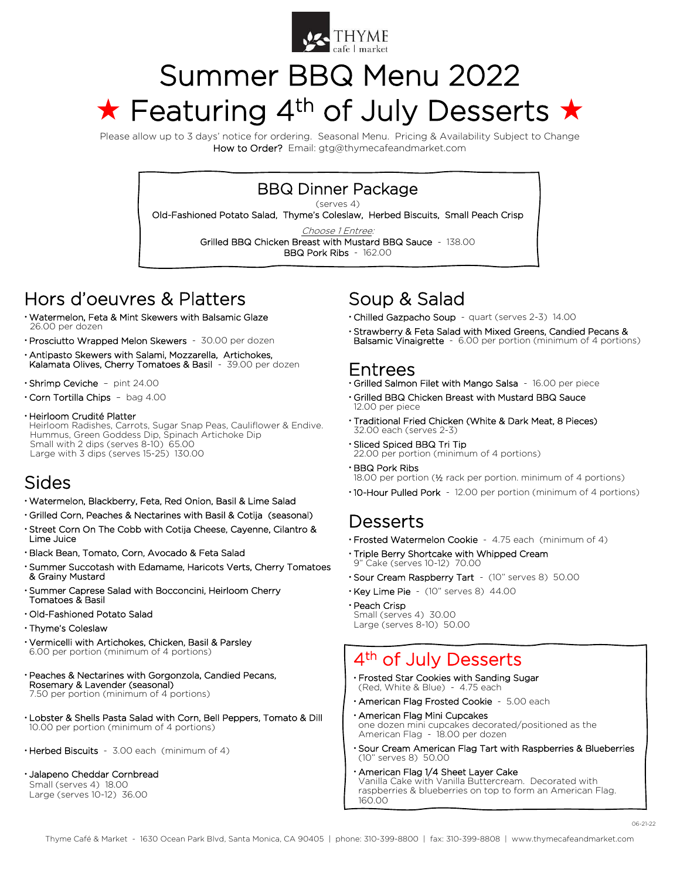THYME cafe | market

# Summer BBQ Menu 2022

# ★ Featuring 4th of July Desserts ★

Please allow up to 3 days' notice for ordering. Seasonal Menu. Pricing & Availability Subject to Change

How to Order? Email: gtg@thymecafeandmarket.com

## BBQ Dinner Package

(serves 4)

Old-Fashioned Potato Salad, Thyme's Coleslaw, Herbed Biscuits, Small Peach Crisp

*Choose 1 Entree:*

Grilled BBQ Chicken Breast with Mustard BBQ Sauce - 138.00

BBQ Pork Ribs - 162.00

## Hors d'oeuvres & Platters

- Watermelon, Feta & Mint Skewers with Balsamic Glaze
  26.00 per dozen
- Prosciutto Wrapped Melon Skewers - 30.00 per dozen
- Antipasto Skewers with Salami, Mozzarella, Artichokes, Kalamata Olives, Cherry Tomatoes & Basil - 39.00 per dozen
- Shrimp Ceviche – pint 24.00
- Corn Tortilla Chips – bag 4.00
- Heirloom Crudité Platter
  Heirloom Radishes, Carrots, Sugar Snap Peas, Cauliflower & Endive.
  Hummus, Green Goddess Dip, Spinach Artichoke Dip
  Small with 2 dips (serves 8-10) 65.00
  Large with 3 dips (serves 15-25) 130.00

## Sides

- Watermelon, Blackberry, Feta, Red Onion, Basil & Lime Salad
- Grilled Corn, Peaches & Nectarines with Basil & Cotija (seasonal)
- Street Corn On The Cobb with Cotija Cheese, Cayenne, Cilantro & Lime Juice
- Black Bean, Tomato, Corn, Avocado & Feta Salad
- Summer Succotash with Edamame, Haricots Verts, Cherry Tomatoes & Grainy Mustard
- Summer Caprese Salad with Bocconcini, Heirloom Cherry Tomatoes & Basil
- Old-Fashioned Potato Salad
- Thyme's Coleslaw
- Vermicelli with Artichokes, Chicken, Basil & Parsley
  6.00 per portion (minimum of 4 portions)
- Peaches & Nectarines with Gorgonzola, Candied Pecans, Rosemary & Lavender (seasonal)
  7.50 per portion (minimum of 4 portions)
- Lobster & Shells Pasta Salad with Corn, Bell Peppers, Tomato & Dill
  10.00 per portion (minimum of 4 portions)
- Herbed Biscuits - 3.00 each (minimum of 4)
- Jalapeno Cheddar Cornbread
  Small (serves 4) 18.00
  Large (serves 10-12) 36.00

## Soup & Salad

- Chilled Gazpacho Soup - quart (serves 2-3) 14.00
- Strawberry & Feta Salad with Mixed Greens, Candied Pecans & Balsamic Vinaigrette - 6.00 per portion (minimum of 4 portions)

## Entrees

- Grilled Salmon Filet with Mango Salsa - 16.00 per piece
- Grilled BBQ Chicken Breast with Mustard BBQ Sauce
  12.00 per piece
- Traditional Fried Chicken (White & Dark Meat, 8 Pieces)
  32.00 each (serves 2-3)
- Sliced Spiced BBQ Tri Tip
  22.00 per portion (minimum of 4 portions)
- BBQ Pork Ribs
  18.00 per portion (½ rack per portion. minimum of 4 portions)
- 10-Hour Pulled Pork - 12.00 per portion (minimum of 4 portions)

## Desserts

- Frosted Watermelon Cookie - 4.75 each (minimum of 4)
- Triple Berry Shortcake with Whipped Cream
  9" Cake (serves 10-12) 70.00
- Sour Cream Raspberry Tart - (10" serves 8) 50.00
- Key Lime Pie - (10" serves 8) 44.00
- Peach Crisp
  Small (serves 4) 30.00
  Large (serves 8-10) 50.00

## 4th of July Desserts

- Frosted Star Cookies with Sanding Sugar
  (Red, White & Blue) - 4.75 each
- American Flag Frosted Cookie - 5.00 each
- American Flag Mini Cupcakes
  one dozen mini cupcakes decorated/positioned as the American Flag - 18.00 per dozen
- Sour Cream American Flag Tart with Raspberries & Blueberries
  (10" serves 8) 50.00
- American Flag 1/4 Sheet Layer Cake
  Vanilla Cake with Vanilla Buttercream. Decorated with raspberries & blueberries on top to form an American Flag.
  160.00

06-21-22

Thyme Café & Market - 1630 Ocean Park Blvd, Santa Monica, CA 90405 | phone: 310-399-8800 | fax: 310-399-8808 | www.thymecafeandmarket.com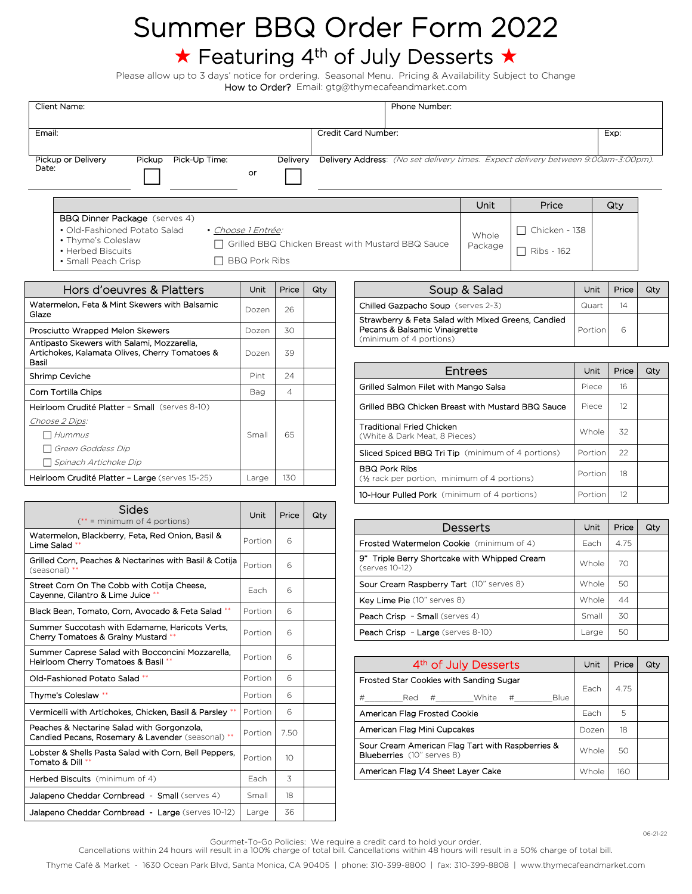# Summer BBQ Order Form 2022

## ★ Featuring 4th of July Desserts ★

Please allow up to 3 days' notice for ordering. Seasonal Menu. Pricing & Availability Subject to Change

How to Order? Email: gtg@thymecafeandmarket.com

| Client Name: | Phone Number: |
|---|---|
| | |

| Email: | Credit Card Number: | Exp: |
|---|---|---|
| | | |

Pickup or Delivery Date: ______ Pickup ☐ Pick-Up Time: ______ or Delivery ☐ Delivery Address: *(No set delivery times. Expect delivery between 9:00am-3:00pm).*

| | Unit | Price | Qty |
|---|---|---|---|
| BBQ Dinner Package (serves 4)<br>• Old-Fashioned Potato Salad<br>• Thyme's Coleslaw<br>• Herbed Biscuits<br>• Small Peach Crisp<br>• *Choose 1 Entrée:*<br>☐ Grilled BBQ Chicken Breast with Mustard BBQ Sauce<br>☐ BBQ Pork Ribs | Whole Package | ☐ Chicken - 138<br>☐ Ribs - 162 | |

| Hors d'oeuvres & Platters | Unit | Price | Qty |
|---|---|---|---|
| Watermelon, Feta & Mint Skewers with Balsamic Glaze | Dozen | 26 | |
| Prosciutto Wrapped Melon Skewers | Dozen | 30 | |
| Antipasto Skewers with Salami, Mozzarella, Artichokes, Kalamata Olives, Cherry Tomatoes & Basil | Dozen | 39 | |
| Shrimp Ceviche | Pint | 24 | |
| Corn Tortilla Chips | Bag | 4 | |
| Heirloom Crudité Platter – Small (serves 8-10)<br>*Choose 2 Dips:*<br>☐ *Hummus*<br>☐ *Green Goddess Dip*<br>☐ *Spinach Artichoke Dip* | Small | 65 | |
| Heirloom Crudité Platter – Large (serves 15-25) | Large | 130 | |

| Sides<br>(** = minimum of 4 portions) | Unit | Price | Qty |
|---|---|---|---|
| Watermelon, Blackberry, Feta, Red Onion, Basil & Lime Salad ** | Portion | 6 | |
| Grilled Corn, Peaches & Nectarines with Basil & Cotija (seasonal) ** | Portion | 6 | |
| Street Corn On The Cobb with Cotija Cheese, Cayenne, Cilantro & Lime Juice ** | Each | 6 | |
| Black Bean, Tomato, Corn, Avocado & Feta Salad ** | Portion | 6 | |
| Summer Succotash with Edamame, Haricots Verts, Cherry Tomatoes & Grainy Mustard ** | Portion | 6 | |
| Summer Caprese Salad with Bocconcini Mozzarella, Heirloom Cherry Tomatoes & Basil ** | Portion | 6 | |
| Old-Fashioned Potato Salad ** | Portion | 6 | |
| Thyme's Coleslaw ** | Portion | 6 | |
| Vermicelli with Artichokes, Chicken, Basil & Parsley ** | Portion | 6 | |
| Peaches & Nectarine Salad with Gorgonzola, Candied Pecans, Rosemary & Lavender (seasonal) ** | Portion | 7.50 | |
| Lobster & Shells Pasta Salad with Corn, Bell Peppers, Tomato & Dill ** | Portion | 10 | |
| Herbed Biscuits (minimum of 4) | Each | 3 | |
| Jalapeno Cheddar Cornbread - Small (serves 4) | Small | 18 | |
| Jalapeno Cheddar Cornbread - Large (serves 10-12) | Large | 36 | |

| Soup & Salad | Unit | Price | Qty |
|---|---|---|---|
| Chilled Gazpacho Soup (serves 2-3) | Quart | 14 | |
| Strawberry & Feta Salad with Mixed Greens, Candied Pecans & Balsamic Vinaigrette (minimum of 4 portions) | Portion | 6 | |

| Entrees | Unit | Price | Qty |
|---|---|---|---|
| Grilled Salmon Filet with Mango Salsa | Piece | 16 | |
| Grilled BBQ Chicken Breast with Mustard BBQ Sauce | Piece | 12 | |
| Traditional Fried Chicken (White & Dark Meat, 8 Pieces) | Whole | 32 | |
| Sliced Spiced BBQ Tri Tip (minimum of 4 portions) | Portion | 22 | |
| BBQ Pork Ribs (½ rack per portion, minimum of 4 portions) | Portion | 18 | |
| 10-Hour Pulled Pork (minimum of 4 portions) | Portion | 12 | |

| Desserts | Unit | Price | Qty |
|---|---|---|---|
| Frosted Watermelon Cookie (minimum of 4) | Each | 4.75 | |
| 9" Triple Berry Shortcake with Whipped Cream (serves 10-12) | Whole | 70 | |
| Sour Cream Raspberry Tart (10" serves 8) | Whole | 50 | |
| Key Lime Pie (10" serves 8) | Whole | 44 | |
| Peach Crisp - Small (serves 4) | Small | 30 | |
| Peach Crisp - Large (serves 8-10) | Large | 50 | |

| 4th of July Desserts | Unit | Price | Qty |
|---|---|---|---|
| Frosted Star Cookies with Sanding Sugar<br>#______Red #______White #______Blue | Each | 4.75 | |
| American Flag Frosted Cookie | Each | 5 | |
| American Flag Mini Cupcakes | Dozen | 18 | |
| Sour Cream American Flag Tart with Raspberries & Blueberries (10" serves 8) | Whole | 50 | |
| American Flag 1/4 Sheet Layer Cake | Whole | 160 | |

06-21-22

Gourmet-To-Go Policies: We require a credit card to hold your order.
Cancellations within 24 hours will result in a 100% charge of total bill. Cancellations within 48 hours will result in a 50% charge of total bill.

Thyme Café & Market - 1630 Ocean Park Blvd, Santa Monica, CA 90405 | phone: 310-399-8800 | fax: 310-399-8808 | www.thymecafeandmarket.com